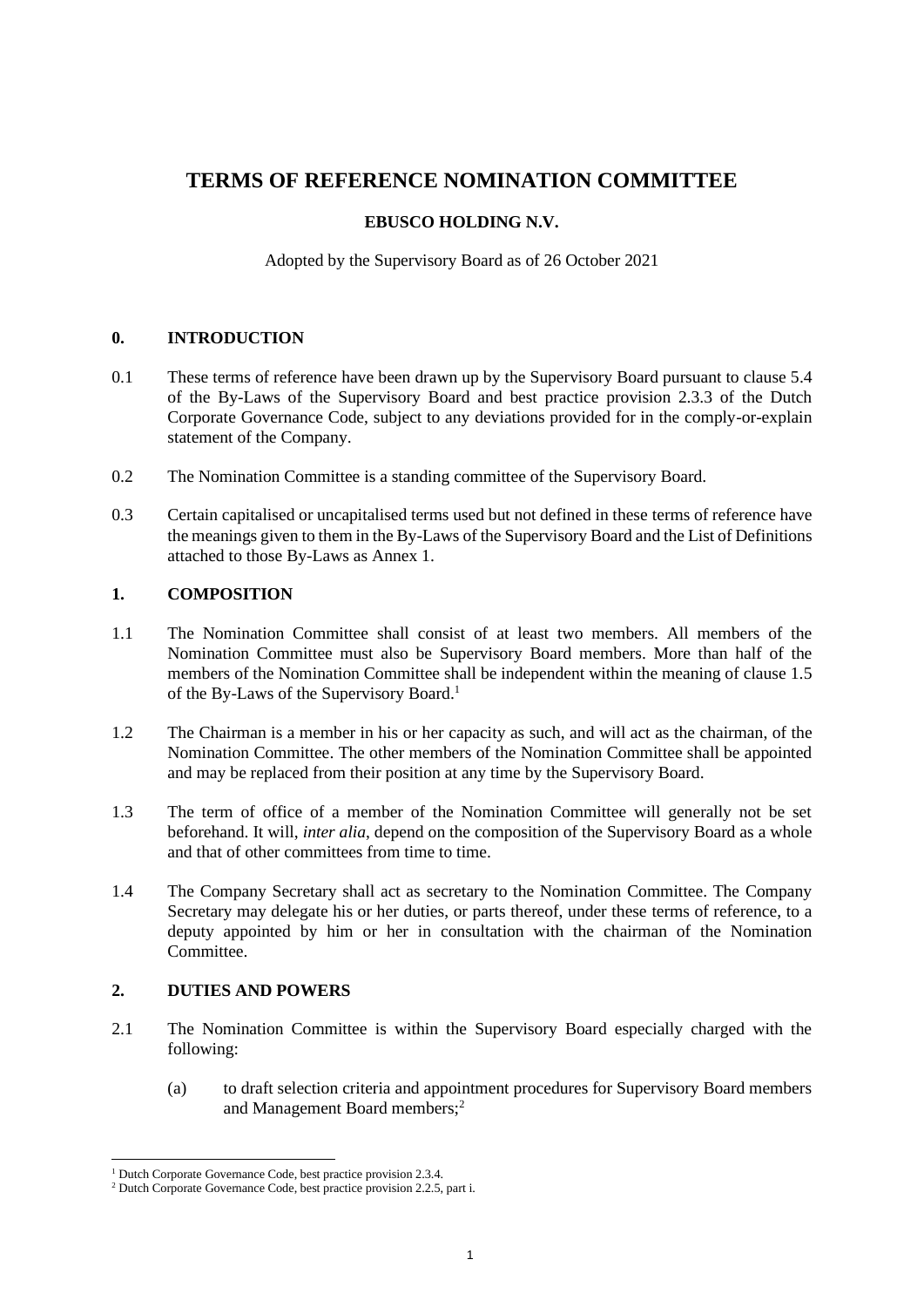# TERMS OF REFERENCE NOMINATION COMMITTEE

**EBUSCO HOLDING N.V.**

Adopted by the Supervisory Board as of 26 October 2021

## 0. INTRODUCTION

0.1 These terms of reference have been drawn up by the Supervisory Board pursuant to clause 5.4 of the By-Laws of the Supervisory Board and best practice provision 2.3.3 of the Dutch Corporate Governance Code, subject to any deviations provided for in the comply-or-explain statement of the Company.

0.2 The Nomination Committee is a standing committee of the Supervisory Board.

0.3 Certain capitalised or uncapitalised terms used but not defined in these terms of reference have the meanings given to them in the By-Laws of the Supervisory Board and the List of Definitions attached to those By-Laws as Annex 1.

## 1. COMPOSITION

1.1 The Nomination Committee shall consist of at least two members. All members of the Nomination Committee must also be Supervisory Board members. More than half of the members of the Nomination Committee shall be independent within the meaning of clause 1.5 of the By-Laws of the Supervisory Board.[1]

1.2 The Chairman is a member in his or her capacity as such, and will act as the chairman, of the Nomination Committee. The other members of the Nomination Committee shall be appointed and may be replaced from their position at any time by the Supervisory Board.

1.3 The term of office of a member of the Nomination Committee will generally not be set beforehand. It will, *inter alia*, depend on the composition of the Supervisory Board as a whole and that of other committees from time to time.

1.4 The Company Secretary shall act as secretary to the Nomination Committee. The Company Secretary may delegate his or her duties, or parts thereof, under these terms of reference, to a deputy appointed by him or her in consultation with the chairman of the Nomination Committee.

## 2. DUTIES AND POWERS

2.1 The Nomination Committee is within the Supervisory Board especially charged with the following:

(a) to draft selection criteria and appointment procedures for Supervisory Board members and Management Board members;[2]

---

[1] Dutch Corporate Governance Code, best practice provision 2.3.4.

[2] Dutch Corporate Governance Code, best practice provision 2.2.5, part i.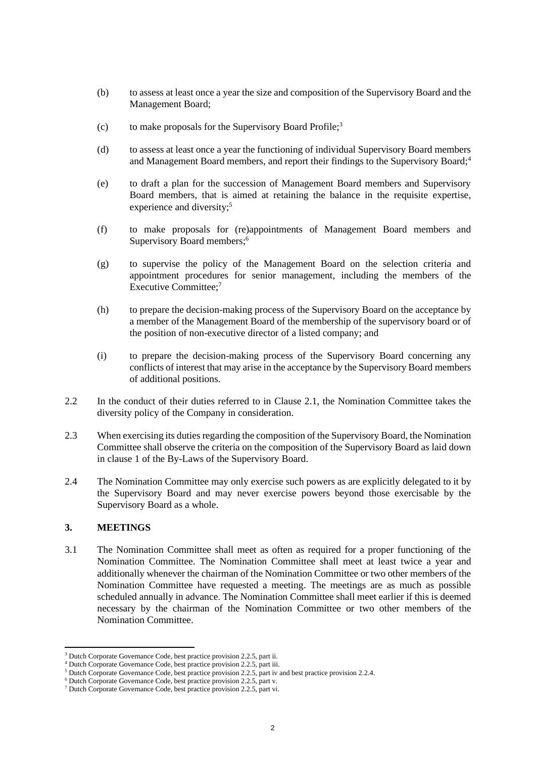(b) to assess at least once a year the size and composition of the Supervisory Board and the Management Board;

(c) to make proposals for the Supervisory Board Profile;[3]

(d) to assess at least once a year the functioning of individual Supervisory Board members and Management Board members, and report their findings to the Supervisory Board;[4]

(e) to draft a plan for the succession of Management Board members and Supervisory Board members, that is aimed at retaining the balance in the requisite expertise, experience and diversity;[5]

(f) to make proposals for (re)appointments of Management Board members and Supervisory Board members;[6]

(g) to supervise the policy of the Management Board on the selection criteria and appointment procedures for senior management, including the members of the Executive Committee;[7]

(h) to prepare the decision-making process of the Supervisory Board on the acceptance by a member of the Management Board of the membership of the supervisory board or of the position of non-executive director of a listed company; and

(i) to prepare the decision-making process of the Supervisory Board concerning any conflicts of interest that may arise in the acceptance by the Supervisory Board members of additional positions.

2.2 In the conduct of their duties referred to in Clause 2.1, the Nomination Committee takes the diversity policy of the Company in consideration.

2.3 When exercising its duties regarding the composition of the Supervisory Board, the Nomination Committee shall observe the criteria on the composition of the Supervisory Board as laid down in clause 1 of the By-Laws of the Supervisory Board.

2.4 The Nomination Committee may only exercise such powers as are explicitly delegated to it by the Supervisory Board and may never exercise powers beyond those exercisable by the Supervisory Board as a whole.

## 3. MEETINGS

3.1 The Nomination Committee shall meet as often as required for a proper functioning of the Nomination Committee. The Nomination Committee shall meet at least twice a year and additionally whenever the chairman of the Nomination Committee or two other members of the Nomination Committee have requested a meeting. The meetings are as much as possible scheduled annually in advance. The Nomination Committee shall meet earlier if this is deemed necessary by the chairman of the Nomination Committee or two other members of the Nomination Committee.

---

[3] Dutch Corporate Governance Code, best practice provision 2.2.5, part ii.

[4] Dutch Corporate Governance Code, best practice provision 2.2.5, part iii.

[5] Dutch Corporate Governance Code, best practice provision 2.2.5, part iv and best practice provision 2.2.4.

[6] Dutch Corporate Governance Code, best practice provision 2.2.5, part v.

[7] Dutch Corporate Governance Code, best practice provision 2.2.5, part vi.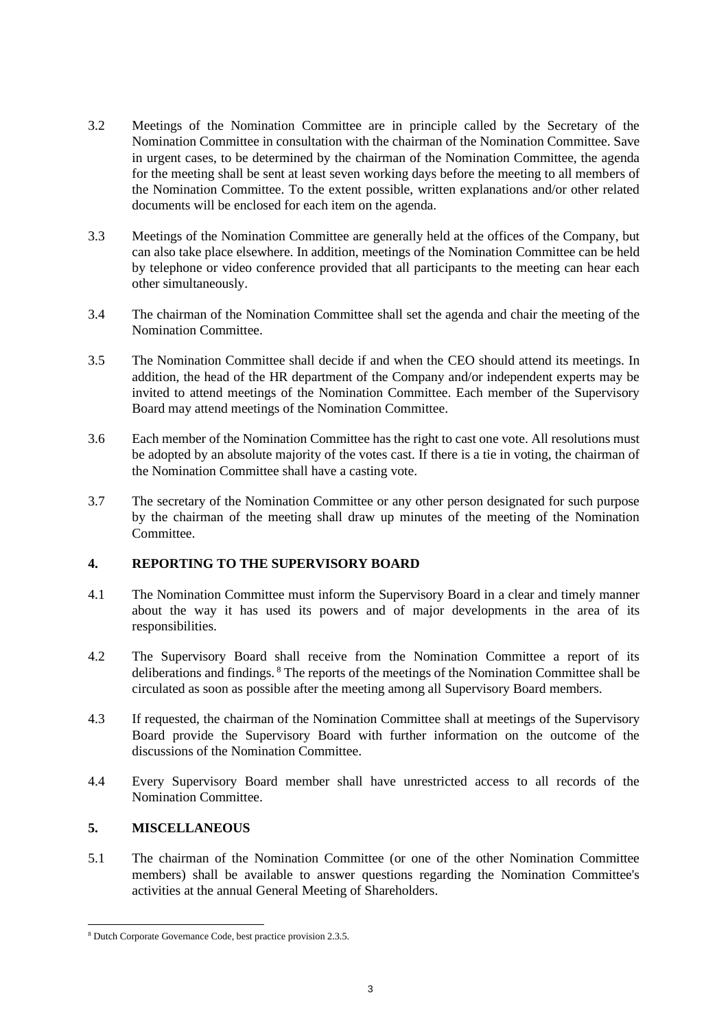3.2 Meetings of the Nomination Committee are in principle called by the Secretary of the Nomination Committee in consultation with the chairman of the Nomination Committee. Save in urgent cases, to be determined by the chairman of the Nomination Committee, the agenda for the meeting shall be sent at least seven working days before the meeting to all members of the Nomination Committee. To the extent possible, written explanations and/or other related documents will be enclosed for each item on the agenda.

3.3 Meetings of the Nomination Committee are generally held at the offices of the Company, but can also take place elsewhere. In addition, meetings of the Nomination Committee can be held by telephone or video conference provided that all participants to the meeting can hear each other simultaneously.

3.4 The chairman of the Nomination Committee shall set the agenda and chair the meeting of the Nomination Committee.

3.5 The Nomination Committee shall decide if and when the CEO should attend its meetings. In addition, the head of the HR department of the Company and/or independent experts may be invited to attend meetings of the Nomination Committee. Each member of the Supervisory Board may attend meetings of the Nomination Committee.

3.6 Each member of the Nomination Committee has the right to cast one vote. All resolutions must be adopted by an absolute majority of the votes cast. If there is a tie in voting, the chairman of the Nomination Committee shall have a casting vote.

3.7 The secretary of the Nomination Committee or any other person designated for such purpose by the chairman of the meeting shall draw up minutes of the meeting of the Nomination Committee.

## 4. REPORTING TO THE SUPERVISORY BOARD

4.1 The Nomination Committee must inform the Supervisory Board in a clear and timely manner about the way it has used its powers and of major developments in the area of its responsibilities.

4.2 The Supervisory Board shall receive from the Nomination Committee a report of its deliberations and findings.[8] The reports of the meetings of the Nomination Committee shall be circulated as soon as possible after the meeting among all Supervisory Board members.

4.3 If requested, the chairman of the Nomination Committee shall at meetings of the Supervisory Board provide the Supervisory Board with further information on the outcome of the discussions of the Nomination Committee.

4.4 Every Supervisory Board member shall have unrestricted access to all records of the Nomination Committee.

## 5. MISCELLANEOUS

5.1 The chairman of the Nomination Committee (or one of the other Nomination Committee members) shall be available to answer questions regarding the Nomination Committee's activities at the annual General Meeting of Shareholders.

---

[8] Dutch Corporate Governance Code, best practice provision 2.3.5.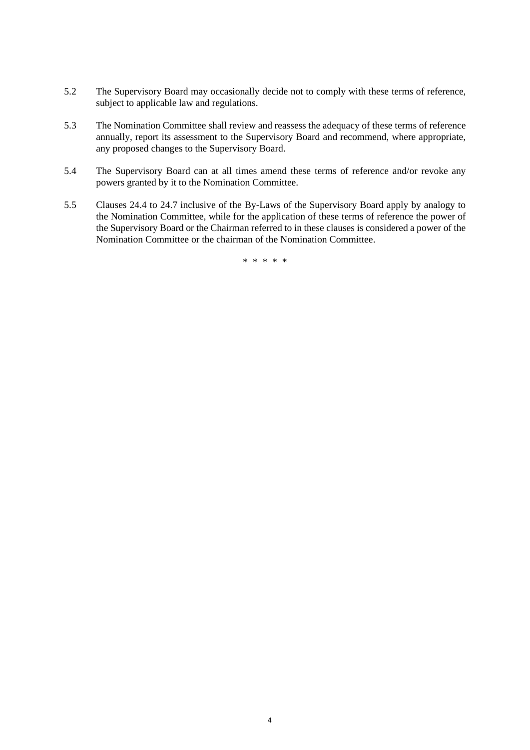5.2 The Supervisory Board may occasionally decide not to comply with these terms of reference, subject to applicable law and regulations.

5.3 The Nomination Committee shall review and reassess the adequacy of these terms of reference annually, report its assessment to the Supervisory Board and recommend, where appropriate, any proposed changes to the Supervisory Board.

5.4 The Supervisory Board can at all times amend these terms of reference and/or revoke any powers granted by it to the Nomination Committee.

5.5 Clauses 24.4 to 24.7 inclusive of the By-Laws of the Supervisory Board apply by analogy to the Nomination Committee, while for the application of these terms of reference the power of the Supervisory Board or the Chairman referred to in these clauses is considered a power of the Nomination Committee or the chairman of the Nomination Committee.

\* \* \* \* \*